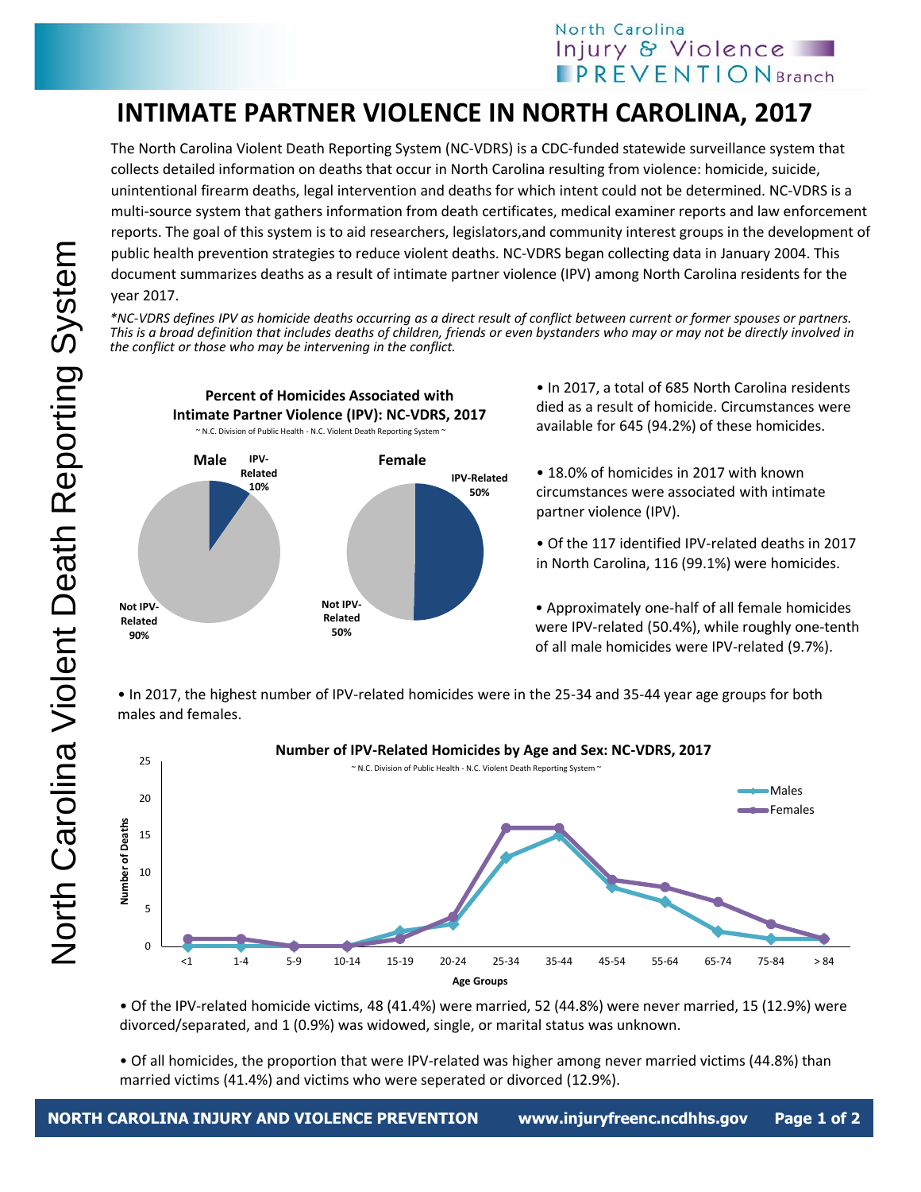# INTIMATE PARTNER VIOLENCE IN NORTH CAROLINA, 2017

The North Carolina Violent Death Reporting System (NC-VDRS) is a CDC-funded statewide surveillance system that collects detailed information on deaths that occur in North Carolina resulting from violence: homicide, suicide, unintentional firearm deaths, legal intervention and deaths for which intent could not be determined. NC-VDRS is a multi-source system that gathers information from death certificates, medical examiner reports and law enforcement reports. The goal of this system is to aid researchers, legislators,and community interest groups in the development of public health prevention strategies to reduce violent deaths. NC-VDRS began collecting data in January 2004. This document summarizes deaths as a result of intimate partner violence (IPV) among North Carolina residents for the year 2017.

*\*NC-VDRS defines IPV as homicide deaths occurring as a direct result of conflict between current or former spouses or partners. This is a broad definition that includes deaths of children, friends or even bystanders who may or may not be directly involved in the conflict or those who may be intervening in the conflict.*

**Percent of Homicides Associated with Intimate Partner Violence (IPV): NC-VDRS, 2017**

~ N.C. Division of Public Health - N.C. Violent Death Reporting System ~

| | IPV-Related | Not IPV-Related |
|---|---|---|
| Male | 10% | 90% |
| Female | 50% | 50% |

- In 2017, a total of 685 North Carolina residents died as a result of homicide. Circumstances were available for 645 (94.2%) of these homicides.
- 18.0% of homicides in 2017 with known circumstances were associated with intimate partner violence (IPV).
- Of the 117 identified IPV-related deaths in 2017 in North Carolina, 116 (99.1%) were homicides.
- Approximately one-half of all female homicides were IPV-related (50.4%), while roughly one-tenth of all male homicides were IPV-related (9.7%).
- In 2017, the highest number of IPV-related homicides were in the 25-34 and 35-44 year age groups for both males and females.

**Number of IPV-Related Homicides by Age and Sex: NC-VDRS, 2017**

~ N.C. Division of Public Health - N.C. Violent Death Reporting System ~

| Age Groups | Males | Females |
|---|---|---|
| <1 | 0 | 1 |
| 1-4 | 0 | 1 |
| 5-9 | 0 | 0 |
| 10-14 | 0 | 0 |
| 15-19 | 2 | 1 |
| 20-24 | 3 | 4 |
| 25-34 | 12 | 16 |
| 35-44 | 15 | 16 |
| 45-54 | 8 | 9 |
| 55-64 | 6 | 8 |
| 65-74 | 2 | 6 |
| 75-84 | 1 | 3 |
| > 84 | 1 | 1 |

- Of the IPV-related homicide victims, 48 (41.4%) were married, 52 (44.8%) were never married, 15 (12.9%) were divorced/separated, and 1 (0.9%) was widowed, single, or marital status was unknown.
- Of all homicides, the proportion that were IPV-related was higher among never married victims (44.8%) than married victims (41.4%) and victims who were seperated or divorced (12.9%).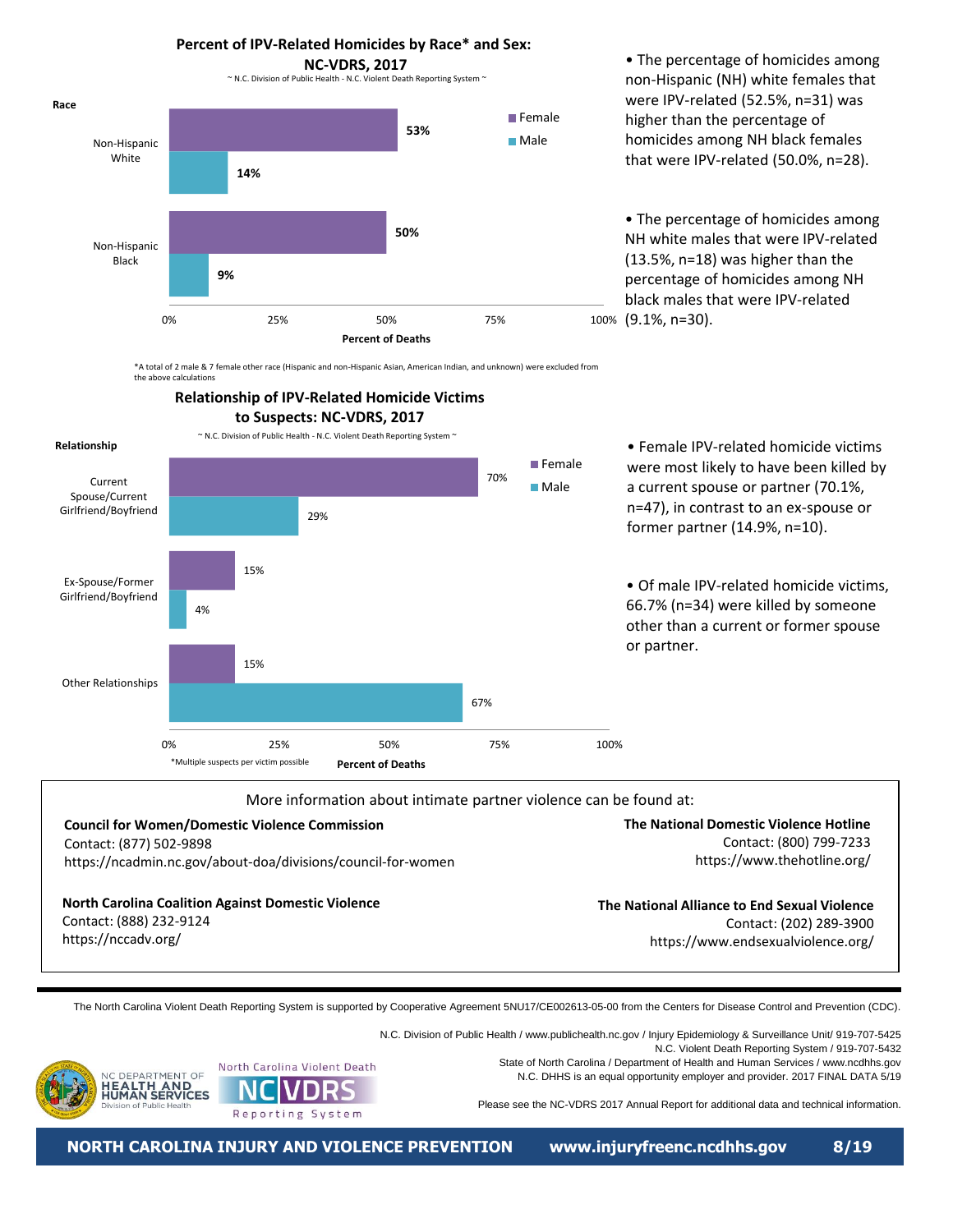## Percent of IPV-Related Homicides by Race* and Sex: NC-VDRS, 2017

~ N.C. Division of Public Health - N.C. Violent Death Reporting System ~

Race

Non-Hispanic White

Non-Hispanic Black

Female

Male

53%

14%

50%

9%

0% 25% 50% 75% 100%

Percent of Deaths

*A total of 2 male & 7 female other race (Hispanic and non-Hispanic Asian, American Indian, and unknown) were excluded from the above calculations

- The percentage of homicides among non-Hispanic (NH) white females that were IPV-related (52.5%, n=31) was higher than the percentage of homicides among NH black females that were IPV-related (50.0%, n=28).
- The percentage of homicides among NH white males that were IPV-related (13.5%, n=18) was higher than the percentage of homicides among NH black males that were IPV-related (9.1%, n=30).

## Relationship of IPV-Related Homicide Victims to Suspects: NC-VDRS, 2017

~ N.C. Division of Public Health - N.C. Violent Death Reporting System ~

Relationship

Current Spouse/Current Girlfriend/Boyfriend

Ex-Spouse/Former Girlfriend/Boyfriend

Other Relationships

Female

Male

70%

29%

15%

4%

15%

67%

0% 25% 50% 75% 100%

*Multiple suspects per victim possible

Percent of Deaths

- Female IPV-related homicide victims were most likely to have been killed by a current spouse or partner (70.1%, n=47), in contrast to an ex-spouse or former partner (14.9%, n=10).
- Of male IPV-related homicide victims, 66.7% (n=34) were killed by someone other than a current or former spouse or partner.

More information about intimate partner violence can be found at:

**Council for Women/Domestic Violence Commission**
Contact: (877) 502-9898
https://ncadmin.nc.gov/about-doa/divisions/council-for-women

**The National Domestic Violence Hotline**
Contact: (800) 799-7233
https://www.thehotline.org/

**North Carolina Coalition Against Domestic Violence**
Contact: (888) 232-9124
https://nccadv.org/

**The National Alliance to End Sexual Violence**
Contact: (202) 289-3900
https://www.endsexualviolence.org/

The North Carolina Violent Death Reporting System is supported by Cooperative Agreement 5NU17/CE002613-05-00 from the Centers for Disease Control and Prevention (CDC).

N.C. Division of Public Health / www.publichealth.nc.gov / Injury Epidemiology & Surveillance Unit/ 919-707-5425
N.C. Violent Death Reporting System / 919-707-5432
State of North Carolina / Department of Health and Human Services / www.ncdhhs.gov
N.C. DHHS is an equal opportunity employer and provider. 2017 FINAL DATA 5/19

Please see the NC-VDRS 2017 Annual Report for additional data and technical information.

NC DEPARTMENT OF HEALTH AND HUMAN SERVICES Division of Public Health

North Carolina Violent Death NC VDRS Reporting System

**NORTH CAROLINA INJURY AND VIOLENCE PREVENTION** **www.injuryfreenc.ncdhhs.gov** **8/19**